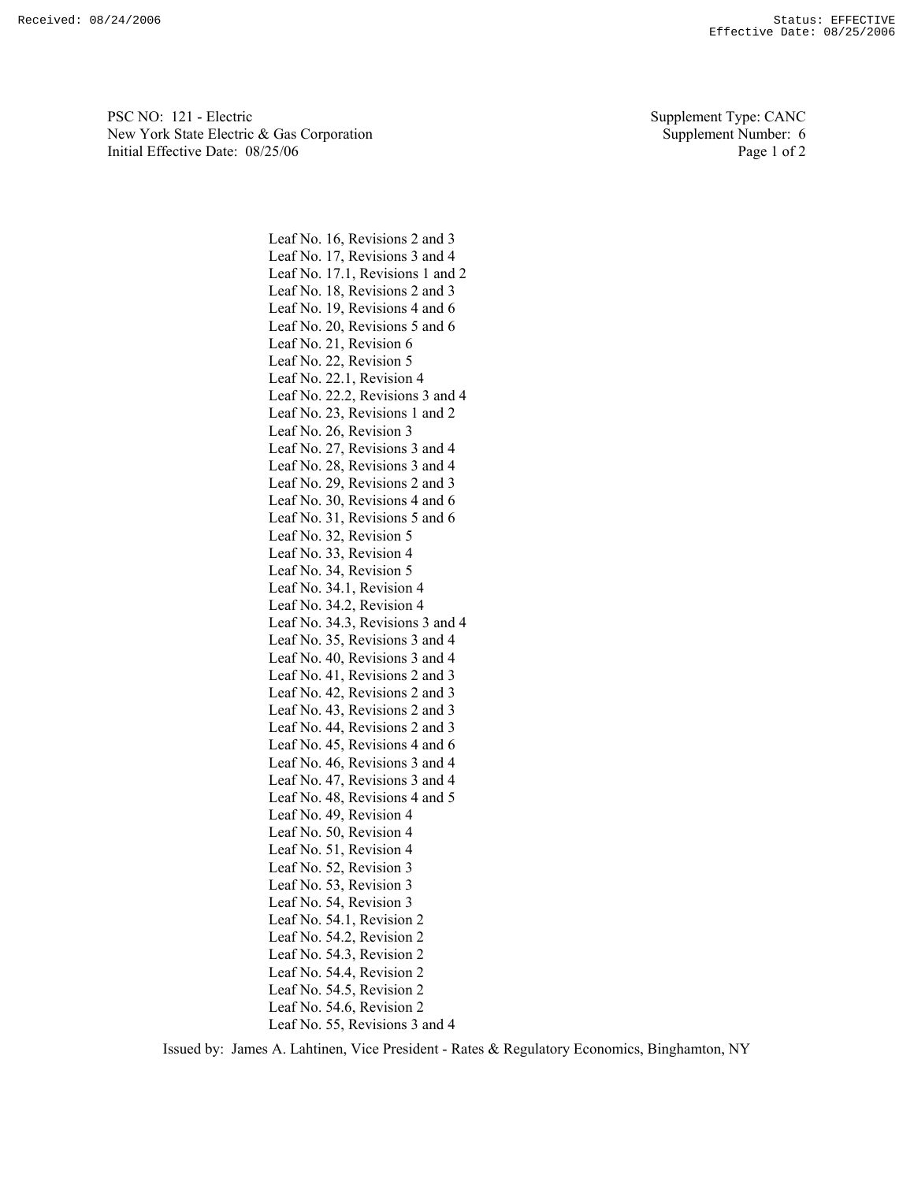PSC NO: 121 - Electric
New York State Electric & Gas Corporation
Initial Effective Date: 08/25/06

Supplement Type: CANC
Supplement Number: 6

Leaf No. 16, Revisions 2 and 3
Leaf No. 17, Revisions 3 and 4
Leaf No. 17.1, Revisions 1 and 2
Leaf No. 18, Revisions 2 and 3
Leaf No. 19, Revisions 4 and 6
Leaf No. 20, Revisions 5 and 6
Leaf No. 21, Revision 6
Leaf No. 22, Revision 5
Leaf No. 22.1, Revision 4
Leaf No. 22.2, Revisions 3 and 4
Leaf No. 23, Revisions 1 and 2
Leaf No. 26, Revision 3
Leaf No. 27, Revisions 3 and 4
Leaf No. 28, Revisions 3 and 4
Leaf No. 29, Revisions 2 and 3
Leaf No. 30, Revisions 4 and 6
Leaf No. 31, Revisions 5 and 6
Leaf No. 32, Revision 5
Leaf No. 33, Revision 4
Leaf No. 34, Revision 5
Leaf No. 34.1, Revision 4
Leaf No. 34.2, Revision 4
Leaf No. 34.3, Revisions 3 and 4
Leaf No. 35, Revisions 3 and 4
Leaf No. 40, Revisions 3 and 4
Leaf No. 41, Revisions 2 and 3
Leaf No. 42, Revisions 2 and 3
Leaf No. 43, Revisions 2 and 3
Leaf No. 44, Revisions 2 and 3
Leaf No. 45, Revisions 4 and 6
Leaf No. 46, Revisions 3 and 4
Leaf No. 47, Revisions 3 and 4
Leaf No. 48, Revisions 4 and 5
Leaf No. 49, Revision 4
Leaf No. 50, Revision 4
Leaf No. 51, Revision 4
Leaf No. 52, Revision 3
Leaf No. 53, Revision 3
Leaf No. 54, Revision 3
Leaf No. 54.1, Revision 2
Leaf No. 54.2, Revision 2
Leaf No. 54.3, Revision 2
Leaf No. 54.4, Revision 2
Leaf No. 54.5, Revision 2
Leaf No. 54.6, Revision 2
Leaf No. 55, Revisions 3 and 4

Issued by: James A. Lahtinen, Vice President - Rates & Regulatory Economics, Binghamton, NY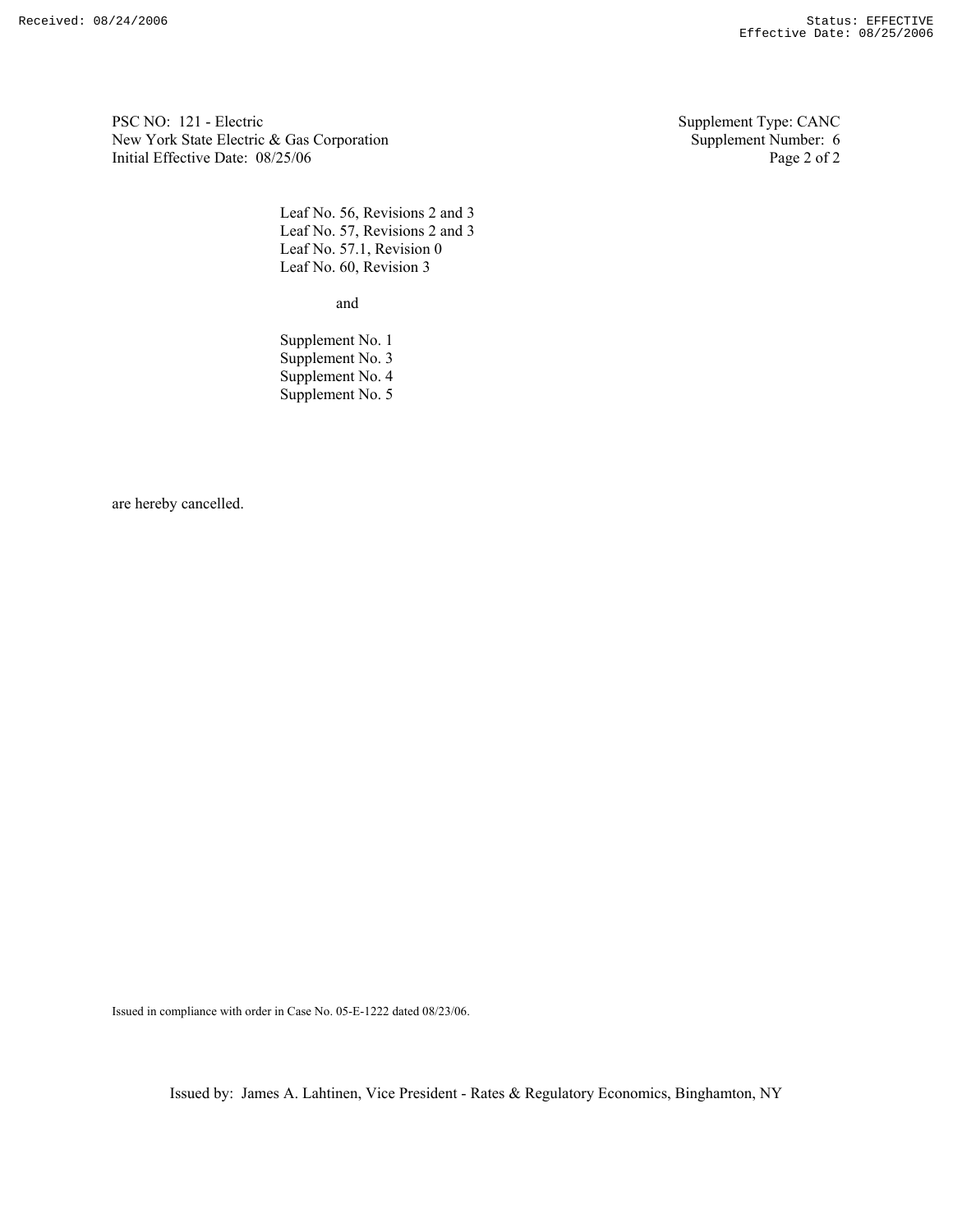Leaf No. 56, Revisions 2 and 3
Leaf No. 57, Revisions 2 and 3
Leaf No. 57.1, Revision 0
Leaf No. 60, Revision 3

and

Supplement No. 1
Supplement No. 3
Supplement No. 4
Supplement No. 5

are hereby cancelled.

Issued in compliance with order in Case No. 05-E-1222 dated 08/23/06.

Issued by: James A. Lahtinen, Vice President - Rates & Regulatory Economics, Binghamton, NY